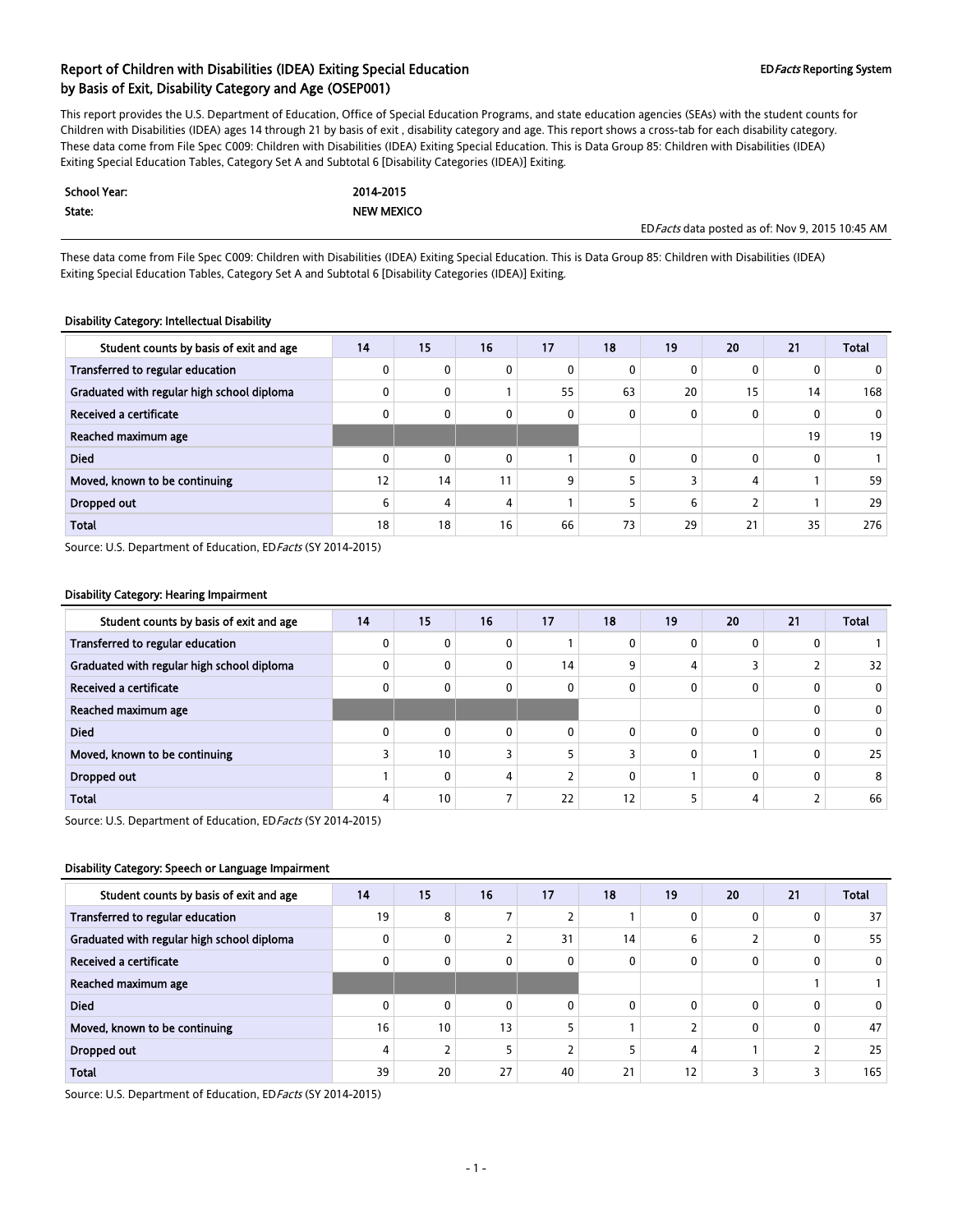# Report of Children with Disabilities (IDEA) Exiting Special Education by Basis of Exit, Disability Category and Age (OSEP001)

EDFacts Reporting System

This report provides the U.S. Department of Education, Office of Special Education Programs, and state education agencies (SEAs) with the student counts for Children with Disabilities (IDEA) ages 14 through 21 by basis of exit , disability category and age. This report shows a cross-tab for each disability category. These data come from File Spec C009: Children with Disabilities (IDEA) Exiting Special Education. This is Data Group 85: Children with Disabilities (IDEA) Exiting Special Education Tables, Category Set A and Subtotal 6 [Disability Categories (IDEA)] Exiting.

| | |
|---|---|
| **School Year:** | **2014-2015** |
| **State:** | **NEW MEXICO** |

EDFacts data posted as of: Nov 9, 2015 10:45 AM

These data come from File Spec C009: Children with Disabilities (IDEA) Exiting Special Education. This is Data Group 85: Children with Disabilities (IDEA) Exiting Special Education Tables, Category Set A and Subtotal 6 [Disability Categories (IDEA)] Exiting.

**Disability Category: Intellectual Disability**

| Student counts by basis of exit and age | 14 | 15 | 16 | 17 | 18 | 19 | 20 | 21 | Total |
|---|---|---|---|---|---|---|---|---|---|
| Transferred to regular education | 0 | 0 | 0 | 0 | 0 | 0 | 0 | 0 | 0 |
| Graduated with regular high school diploma | 0 | 0 | 1 | 55 | 63 | 20 | 15 | 14 | 168 |
| Received a certificate | 0 | 0 | 0 | 0 | 0 | 0 | 0 | 0 | 0 |
| Reached maximum age | | | | | | | | 19 | 19 |
| Died | 0 | 0 | 0 | 1 | 0 | 0 | 0 | 0 | 1 |
| Moved, known to be continuing | 12 | 14 | 11 | 9 | 5 | 3 | 4 | 1 | 59 |
| Dropped out | 6 | 4 | 4 | 1 | 5 | 6 | 2 | 1 | 29 |
| Total | 18 | 18 | 16 | 66 | 73 | 29 | 21 | 35 | 276 |

Source: U.S. Department of Education, EDFacts (SY 2014-2015)

**Disability Category: Hearing Impairment**

| Student counts by basis of exit and age | 14 | 15 | 16 | 17 | 18 | 19 | 20 | 21 | Total |
|---|---|---|---|---|---|---|---|---|---|
| Transferred to regular education | 0 | 0 | 0 | 1 | 0 | 0 | 0 | 0 | 1 |
| Graduated with regular high school diploma | 0 | 0 | 0 | 14 | 9 | 4 | 3 | 2 | 32 |
| Received a certificate | 0 | 0 | 0 | 0 | 0 | 0 | 0 | 0 | 0 |
| Reached maximum age | | | | | | | | 0 | 0 |
| Died | 0 | 0 | 0 | 0 | 0 | 0 | 0 | 0 | 0 |
| Moved, known to be continuing | 3 | 10 | 3 | 5 | 3 | 0 | 1 | 0 | 25 |
| Dropped out | 1 | 0 | 4 | 2 | 0 | 1 | 0 | 0 | 8 |
| Total | 4 | 10 | 7 | 22 | 12 | 5 | 4 | 2 | 66 |

Source: U.S. Department of Education, EDFacts (SY 2014-2015)

**Disability Category: Speech or Language Impairment**

| Student counts by basis of exit and age | 14 | 15 | 16 | 17 | 18 | 19 | 20 | 21 | Total |
|---|---|---|---|---|---|---|---|---|---|
| Transferred to regular education | 19 | 8 | 7 | 2 | 1 | 0 | 0 | 0 | 37 |
| Graduated with regular high school diploma | 0 | 0 | 2 | 31 | 14 | 6 | 2 | 0 | 55 |
| Received a certificate | 0 | 0 | 0 | 0 | 0 | 0 | 0 | 0 | 0 |
| Reached maximum age | | | | | | | | 1 | 1 |
| Died | 0 | 0 | 0 | 0 | 0 | 0 | 0 | 0 | 0 |
| Moved, known to be continuing | 16 | 10 | 13 | 5 | 1 | 2 | 0 | 0 | 47 |
| Dropped out | 4 | 2 | 5 | 2 | 5 | 4 | 1 | 2 | 25 |
| Total | 39 | 20 | 27 | 40 | 21 | 12 | 3 | 3 | 165 |

Source: U.S. Department of Education, EDFacts (SY 2014-2015)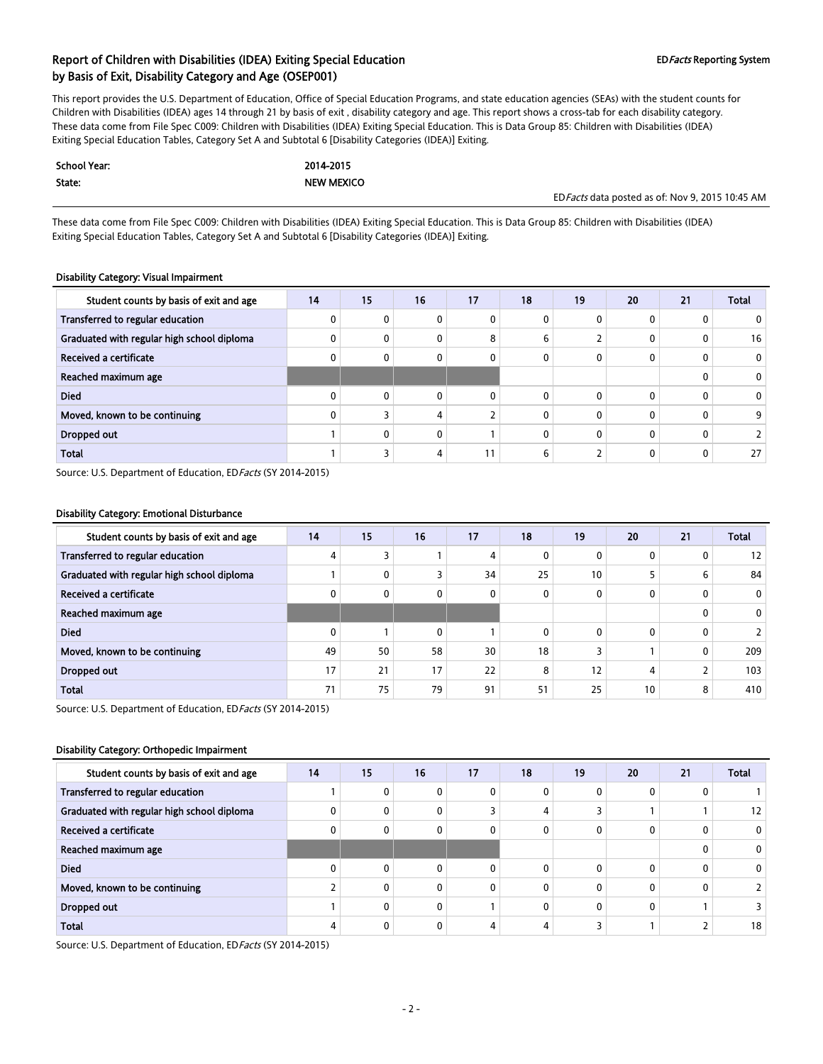## Report of Children with Disabilities (IDEA) Exiting Special Education by Basis of Exit, Disability Category and Age (OSEP001)

**ED*Facts* Reporting System**

This report provides the U.S. Department of Education, Office of Special Education Programs, and state education agencies (SEAs) with the student counts for Children with Disabilities (IDEA) ages 14 through 21 by basis of exit , disability category and age. This report shows a cross-tab for each disability category. These data come from File Spec C009: Children with Disabilities (IDEA) Exiting Special Education. This is Data Group 85: Children with Disabilities (IDEA) Exiting Special Education Tables, Category Set A and Subtotal 6 [Disability Categories (IDEA)] Exiting.

| | |
|---|---|
| **School Year:** | **2014-2015** |
| **State:** | **NEW MEXICO** |

ED*Facts* data posted as of: Nov 9, 2015 10:45 AM

These data come from File Spec C009: Children with Disabilities (IDEA) Exiting Special Education. This is Data Group 85: Children with Disabilities (IDEA) Exiting Special Education Tables, Category Set A and Subtotal 6 [Disability Categories (IDEA)] Exiting.

**Disability Category: Visual Impairment**

| Student counts by basis of exit and age | 14 | 15 | 16 | 17 | 18 | 19 | 20 | 21 | Total |
|---|---|---|---|---|---|---|---|---|---|
| Transferred to regular education | 0 | 0 | 0 | 0 | 0 | 0 | 0 | 0 | 0 |
| Graduated with regular high school diploma | 0 | 0 | 0 | 8 | 6 | 2 | 0 | 0 | 16 |
| Received a certificate | 0 | 0 | 0 | 0 | 0 | 0 | 0 | 0 | 0 |
| Reached maximum age | | | | | | | | 0 | 0 |
| Died | 0 | 0 | 0 | 0 | 0 | 0 | 0 | 0 | 0 |
| Moved, known to be continuing | 0 | 3 | 4 | 2 | 0 | 0 | 0 | 0 | 9 |
| Dropped out | 1 | 0 | 0 | 1 | 0 | 0 | 0 | 0 | 2 |
| Total | 1 | 3 | 4 | 11 | 6 | 2 | 0 | 0 | 27 |

Source: U.S. Department of Education, ED*Facts* (SY 2014-2015)

**Disability Category: Emotional Disturbance**

| Student counts by basis of exit and age | 14 | 15 | 16 | 17 | 18 | 19 | 20 | 21 | Total |
|---|---|---|---|---|---|---|---|---|---|
| Transferred to regular education | 4 | 3 | 1 | 4 | 0 | 0 | 0 | 0 | 12 |
| Graduated with regular high school diploma | 1 | 0 | 3 | 34 | 25 | 10 | 5 | 6 | 84 |
| Received a certificate | 0 | 0 | 0 | 0 | 0 | 0 | 0 | 0 | 0 |
| Reached maximum age | | | | | | | | 0 | 0 |
| Died | 0 | 1 | 0 | 1 | 0 | 0 | 0 | 0 | 2 |
| Moved, known to be continuing | 49 | 50 | 58 | 30 | 18 | 3 | 1 | 0 | 209 |
| Dropped out | 17 | 21 | 17 | 22 | 8 | 12 | 4 | 2 | 103 |
| Total | 71 | 75 | 79 | 91 | 51 | 25 | 10 | 8 | 410 |

Source: U.S. Department of Education, ED*Facts* (SY 2014-2015)

**Disability Category: Orthopedic Impairment**

| Student counts by basis of exit and age | 14 | 15 | 16 | 17 | 18 | 19 | 20 | 21 | Total |
|---|---|---|---|---|---|---|---|---|---|
| Transferred to regular education | 1 | 0 | 0 | 0 | 0 | 0 | 0 | 0 | 1 |
| Graduated with regular high school diploma | 0 | 0 | 0 | 3 | 4 | 3 | 1 | 1 | 12 |
| Received a certificate | 0 | 0 | 0 | 0 | 0 | 0 | 0 | 0 | 0 |
| Reached maximum age | | | | | | | | 0 | 0 |
| Died | 0 | 0 | 0 | 0 | 0 | 0 | 0 | 0 | 0 |
| Moved, known to be continuing | 2 | 0 | 0 | 0 | 0 | 0 | 0 | 0 | 2 |
| Dropped out | 1 | 0 | 0 | 1 | 0 | 0 | 0 | 1 | 3 |
| Total | 4 | 0 | 0 | 4 | 4 | 3 | 1 | 2 | 18 |

Source: U.S. Department of Education, ED*Facts* (SY 2014-2015)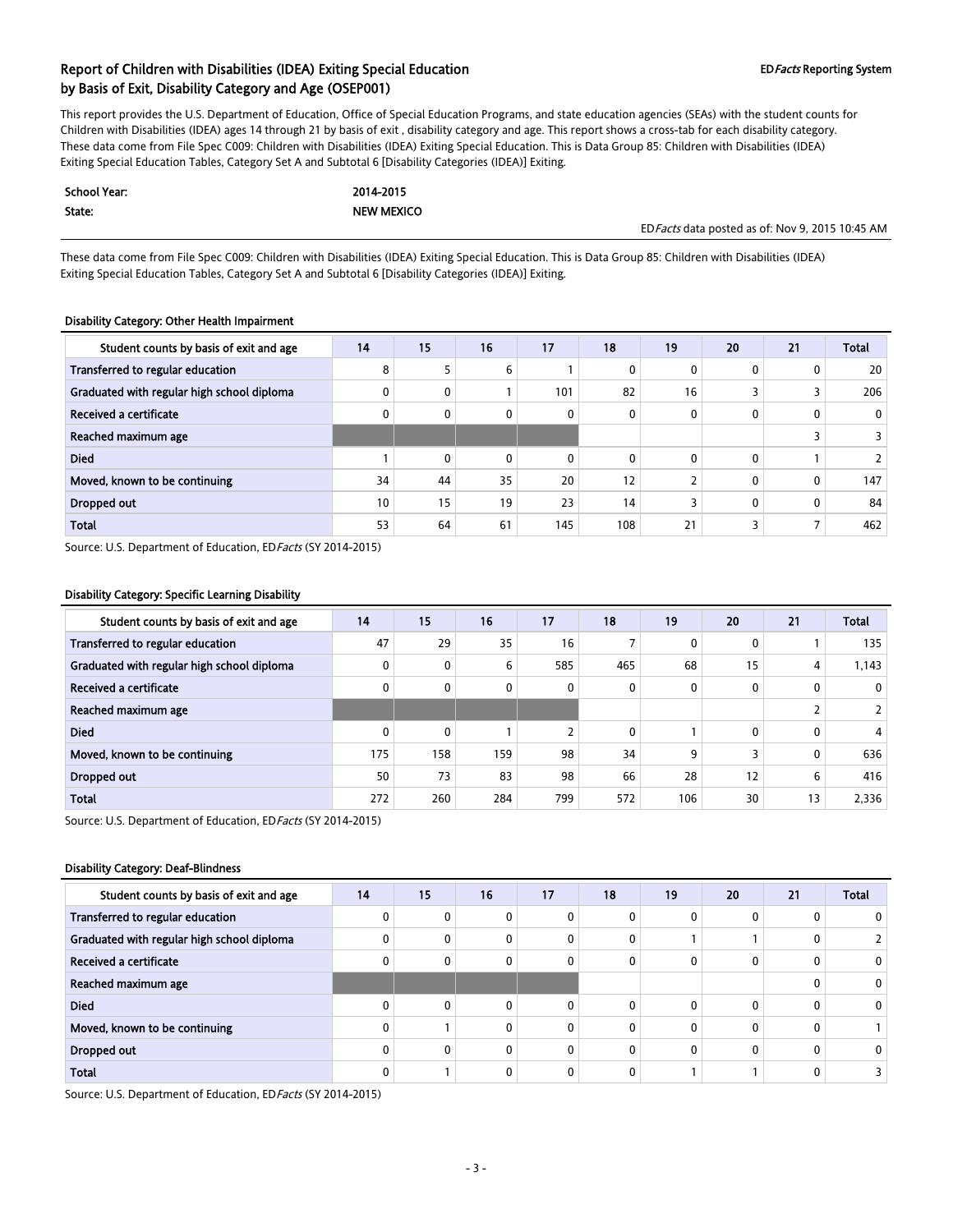## Report of Children with Disabilities (IDEA) Exiting Special Education by Basis of Exit, Disability Category and Age (OSEP001)

EDFacts Reporting System

This report provides the U.S. Department of Education, Office of Special Education Programs, and state education agencies (SEAs) with the student counts for Children with Disabilities (IDEA) ages 14 through 21 by basis of exit , disability category and age. This report shows a cross-tab for each disability category. These data come from File Spec C009: Children with Disabilities (IDEA) Exiting Special Education. This is Data Group 85: Children with Disabilities (IDEA) Exiting Special Education Tables, Category Set A and Subtotal 6 [Disability Categories (IDEA)] Exiting.

| | |
|---|---|
| **School Year:** | **2014-2015** |
| **State:** | **NEW MEXICO** |

EDFacts data posted as of: Nov 9, 2015 10:45 AM

These data come from File Spec C009: Children with Disabilities (IDEA) Exiting Special Education. This is Data Group 85: Children with Disabilities (IDEA) Exiting Special Education Tables, Category Set A and Subtotal 6 [Disability Categories (IDEA)] Exiting.

### Disability Category: Other Health Impairment

| Student counts by basis of exit and age | 14 | 15 | 16 | 17 | 18 | 19 | 20 | 21 | Total |
|---|---|---|---|---|---|---|---|---|---|
| Transferred to regular education | 8 | 5 | 6 | 1 | 0 | 0 | 0 | 0 | 20 |
| Graduated with regular high school diploma | 0 | 0 | 1 | 101 | 82 | 16 | 3 | 3 | 206 |
| Received a certificate | 0 | 0 | 0 | 0 | 0 | 0 | 0 | 0 | 0 |
| Reached maximum age | | | | | | | | 3 | 3 |
| Died | 1 | 0 | 0 | 0 | 0 | 0 | 0 | 1 | 2 |
| Moved, known to be continuing | 34 | 44 | 35 | 20 | 12 | 2 | 0 | 0 | 147 |
| Dropped out | 10 | 15 | 19 | 23 | 14 | 3 | 0 | 0 | 84 |
| Total | 53 | 64 | 61 | 145 | 108 | 21 | 3 | 7 | 462 |

Source: U.S. Department of Education, EDFacts (SY 2014-2015)

### Disability Category: Specific Learning Disability

| Student counts by basis of exit and age | 14 | 15 | 16 | 17 | 18 | 19 | 20 | 21 | Total |
|---|---|---|---|---|---|---|---|---|---|
| Transferred to regular education | 47 | 29 | 35 | 16 | 7 | 0 | 0 | 1 | 135 |
| Graduated with regular high school diploma | 0 | 0 | 6 | 585 | 465 | 68 | 15 | 4 | 1,143 |
| Received a certificate | 0 | 0 | 0 | 0 | 0 | 0 | 0 | 0 | 0 |
| Reached maximum age | | | | | | | | 2 | 2 |
| Died | 0 | 0 | 1 | 2 | 0 | 1 | 0 | 0 | 4 |
| Moved, known to be continuing | 175 | 158 | 159 | 98 | 34 | 9 | 3 | 0 | 636 |
| Dropped out | 50 | 73 | 83 | 98 | 66 | 28 | 12 | 6 | 416 |
| Total | 272 | 260 | 284 | 799 | 572 | 106 | 30 | 13 | 2,336 |

Source: U.S. Department of Education, EDFacts (SY 2014-2015)

### Disability Category: Deaf-Blindness

| Student counts by basis of exit and age | 14 | 15 | 16 | 17 | 18 | 19 | 20 | 21 | Total |
|---|---|---|---|---|---|---|---|---|---|
| Transferred to regular education | 0 | 0 | 0 | 0 | 0 | 0 | 0 | 0 | 0 |
| Graduated with regular high school diploma | 0 | 0 | 0 | 0 | 0 | 1 | 1 | 0 | 2 |
| Received a certificate | 0 | 0 | 0 | 0 | 0 | 0 | 0 | 0 | 0 |
| Reached maximum age | | | | | | | | 0 | 0 |
| Died | 0 | 0 | 0 | 0 | 0 | 0 | 0 | 0 | 0 |
| Moved, known to be continuing | 0 | 1 | 0 | 0 | 0 | 0 | 0 | 0 | 1 |
| Dropped out | 0 | 0 | 0 | 0 | 0 | 0 | 0 | 0 | 0 |
| Total | 0 | 1 | 0 | 0 | 0 | 1 | 1 | 0 | 3 |

Source: U.S. Department of Education, EDFacts (SY 2014-2015)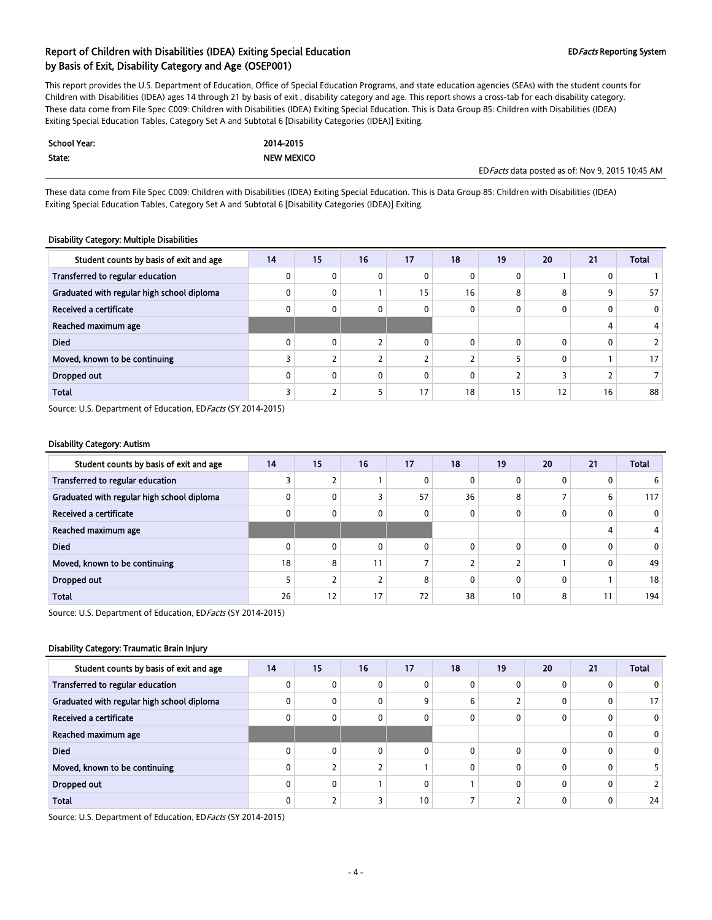# Report of Children with Disabilities (IDEA) Exiting Special Education by Basis of Exit, Disability Category and Age (OSEP001)

ED*Facts* Reporting System

This report provides the U.S. Department of Education, Office of Special Education Programs, and state education agencies (SEAs) with the student counts for Children with Disabilities (IDEA) ages 14 through 21 by basis of exit , disability category and age. This report shows a cross-tab for each disability category. These data come from File Spec C009: Children with Disabilities (IDEA) Exiting Special Education. This is Data Group 85: Children with Disabilities (IDEA) Exiting Special Education Tables, Category Set A and Subtotal 6 [Disability Categories (IDEA)] Exiting.

| | |
|---|---|
| **School Year:** | **2014-2015** |
| **State:** | **NEW MEXICO** |

ED*Facts* data posted as of: Nov 9, 2015 10:45 AM

These data come from File Spec C009: Children with Disabilities (IDEA) Exiting Special Education. This is Data Group 85: Children with Disabilities (IDEA) Exiting Special Education Tables, Category Set A and Subtotal 6 [Disability Categories (IDEA)] Exiting.

**Disability Category: Multiple Disabilities**

| Student counts by basis of exit and age | 14 | 15 | 16 | 17 | 18 | 19 | 20 | 21 | Total |
|---|---|---|---|---|---|---|---|---|---|
| Transferred to regular education | 0 | 0 | 0 | 0 | 0 | 0 | 1 | 0 | 1 |
| Graduated with regular high school diploma | 0 | 0 | 1 | 15 | 16 | 8 | 8 | 9 | 57 |
| Received a certificate | 0 | 0 | 0 | 0 | 0 | 0 | 0 | 0 | 0 |
| Reached maximum age | | | | | | | | 4 | 4 |
| Died | 0 | 0 | 2 | 0 | 0 | 0 | 0 | 0 | 2 |
| Moved, known to be continuing | 3 | 2 | 2 | 2 | 2 | 5 | 0 | 1 | 17 |
| Dropped out | 0 | 0 | 0 | 0 | 0 | 2 | 3 | 2 | 7 |
| Total | 3 | 2 | 5 | 17 | 18 | 15 | 12 | 16 | 88 |

Source: U.S. Department of Education, ED*Facts* (SY 2014-2015)

**Disability Category: Autism**

| Student counts by basis of exit and age | 14 | 15 | 16 | 17 | 18 | 19 | 20 | 21 | Total |
|---|---|---|---|---|---|---|---|---|---|
| Transferred to regular education | 3 | 2 | 1 | 0 | 0 | 0 | 0 | 0 | 6 |
| Graduated with regular high school diploma | 0 | 0 | 3 | 57 | 36 | 8 | 7 | 6 | 117 |
| Received a certificate | 0 | 0 | 0 | 0 | 0 | 0 | 0 | 0 | 0 |
| Reached maximum age | | | | | | | | 4 | 4 |
| Died | 0 | 0 | 0 | 0 | 0 | 0 | 0 | 0 | 0 |
| Moved, known to be continuing | 18 | 8 | 11 | 7 | 2 | 2 | 1 | 0 | 49 |
| Dropped out | 5 | 2 | 2 | 8 | 0 | 0 | 0 | 1 | 18 |
| Total | 26 | 12 | 17 | 72 | 38 | 10 | 8 | 11 | 194 |

Source: U.S. Department of Education, ED*Facts* (SY 2014-2015)

**Disability Category: Traumatic Brain Injury**

| Student counts by basis of exit and age | 14 | 15 | 16 | 17 | 18 | 19 | 20 | 21 | Total |
|---|---|---|---|---|---|---|---|---|---|
| Transferred to regular education | 0 | 0 | 0 | 0 | 0 | 0 | 0 | 0 | 0 |
| Graduated with regular high school diploma | 0 | 0 | 0 | 9 | 6 | 2 | 0 | 0 | 17 |
| Received a certificate | 0 | 0 | 0 | 0 | 0 | 0 | 0 | 0 | 0 |
| Reached maximum age | | | | | | | | 0 | 0 |
| Died | 0 | 0 | 0 | 0 | 0 | 0 | 0 | 0 | 0 |
| Moved, known to be continuing | 0 | 2 | 2 | 1 | 0 | 0 | 0 | 0 | 5 |
| Dropped out | 0 | 0 | 1 | 0 | 1 | 0 | 0 | 0 | 2 |
| Total | 0 | 2 | 3 | 10 | 7 | 2 | 0 | 0 | 24 |

Source: U.S. Department of Education, ED*Facts* (SY 2014-2015)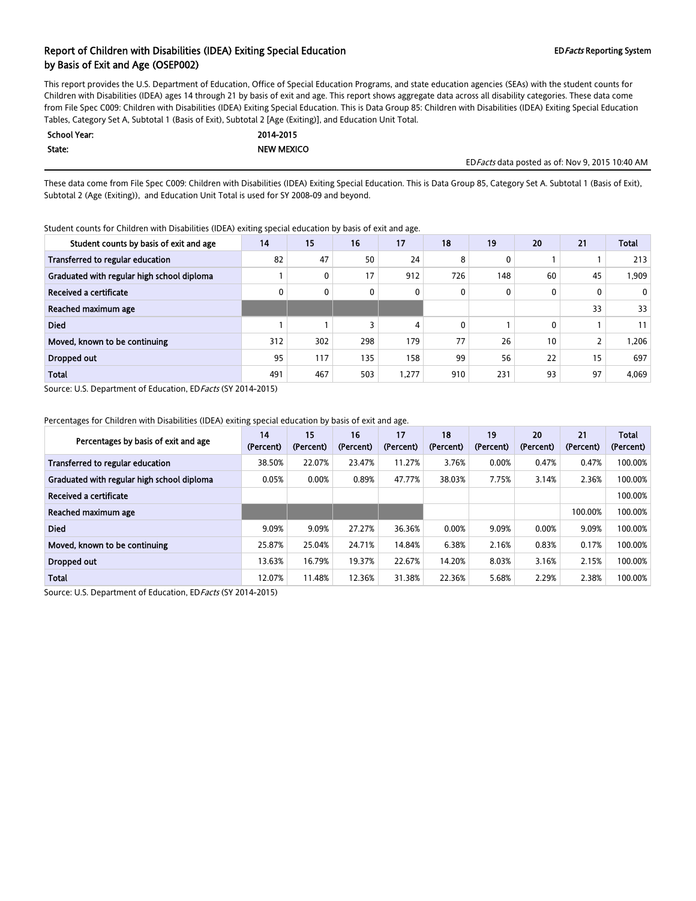## Report of Children with Disabilities (IDEA) Exiting Special Education by Basis of Exit and Age (OSEP002)

**ED*Facts* Reporting System**

This report provides the U.S. Department of Education, Office of Special Education Programs, and state education agencies (SEAs) with the student counts for Children with Disabilities (IDEA) ages 14 through 21 by basis of exit and age. This report shows aggregate data across all disability categories. These data come from File Spec C009: Children with Disabilities (IDEA) Exiting Special Education. This is Data Group 85: Children with Disabilities (IDEA) Exiting Special Education Tables, Category Set A, Subtotal 1 (Basis of Exit), Subtotal 2 [Age (Exiting)], and Education Unit Total.

| | |
|---|---|
| **School Year:** | **2014-2015** |
| **State:** | **NEW MEXICO** |

ED*Facts* data posted as of: Nov 9, 2015 10:40 AM

These data come from File Spec C009: Children with Disabilities (IDEA) Exiting Special Education. This is Data Group 85, Category Set A. Subtotal 1 (Basis of Exit), Subtotal 2 (Age (Exiting)), and Education Unit Total is used for SY 2008-09 and beyond.

Student counts for Children with Disabilities (IDEA) exiting special education by basis of exit and age.

| Student counts by basis of exit and age | 14 | 15 | 16 | 17 | 18 | 19 | 20 | 21 | Total |
|---|---|---|---|---|---|---|---|---|---|
| Transferred to regular education | 82 | 47 | 50 | 24 | 8 | 0 | 1 | 1 | 213 |
| Graduated with regular high school diploma | 1 | 0 | 17 | 912 | 726 | 148 | 60 | 45 | 1,909 |
| Received a certificate | 0 | 0 | 0 | 0 | 0 | 0 | 0 | 0 | 0 |
| Reached maximum age | | | | | | | | 33 | 33 |
| Died | 1 | 1 | 3 | 4 | 0 | 1 | 0 | 1 | 11 |
| Moved, known to be continuing | 312 | 302 | 298 | 179 | 77 | 26 | 10 | 2 | 1,206 |
| Dropped out | 95 | 117 | 135 | 158 | 99 | 56 | 22 | 15 | 697 |
| Total | 491 | 467 | 503 | 1,277 | 910 | 231 | 93 | 97 | 4,069 |

Source: U.S. Department of Education, ED*Facts* (SY 2014-2015)

Percentages for Children with Disabilities (IDEA) exiting special education by basis of exit and age.

| Percentages by basis of exit and age | 14 (Percent) | 15 (Percent) | 16 (Percent) | 17 (Percent) | 18 (Percent) | 19 (Percent) | 20 (Percent) | 21 (Percent) | Total (Percent) |
|---|---|---|---|---|---|---|---|---|---|
| Transferred to regular education | 38.50% | 22.07% | 23.47% | 11.27% | 3.76% | 0.00% | 0.47% | 0.47% | 100.00% |
| Graduated with regular high school diploma | 0.05% | 0.00% | 0.89% | 47.77% | 38.03% | 7.75% | 3.14% | 2.36% | 100.00% |
| Received a certificate | | | | | | | | | 100.00% |
| Reached maximum age | | | | | | | | 100.00% | 100.00% |
| Died | 9.09% | 9.09% | 27.27% | 36.36% | 0.00% | 9.09% | 0.00% | 9.09% | 100.00% |
| Moved, known to be continuing | 25.87% | 25.04% | 24.71% | 14.84% | 6.38% | 2.16% | 0.83% | 0.17% | 100.00% |
| Dropped out | 13.63% | 16.79% | 19.37% | 22.67% | 14.20% | 8.03% | 3.16% | 2.15% | 100.00% |
| Total | 12.07% | 11.48% | 12.36% | 31.38% | 22.36% | 5.68% | 2.29% | 2.38% | 100.00% |

Source: U.S. Department of Education, ED*Facts* (SY 2014-2015)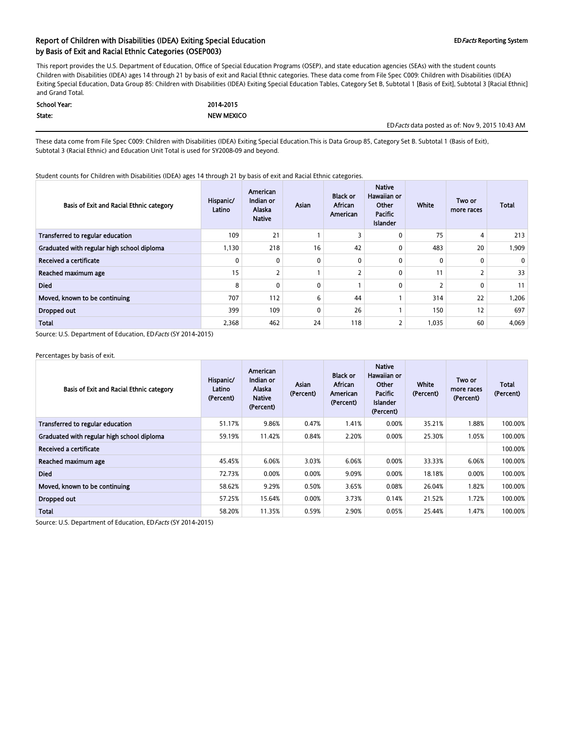## Report of Children with Disabilities (IDEA) Exiting Special Education by Basis of Exit and Racial Ethnic Categories (OSEP003)

**ED*Facts* Reporting System**

This report provides the U.S. Department of Education, Office of Special Education Programs (OSEP), and state education agencies (SEAs) with the student counts Children with Disabilities (IDEA) ages 14 through 21 by basis of exit and Racial Ethnic categories. These data come from File Spec C009: Children with Disabilities (IDEA) Exiting Special Education, Data Group 85: Children with Disabilities (IDEA) Exiting Special Education Tables, Category Set B, Subtotal 1 [Basis of Exit], Subtotal 3 [Racial Ethnic] and Grand Total.

| | |
|---|---|
| **School Year:** | **2014-2015** |
| **State:** | **NEW MEXICO** |

ED*Facts* data posted as of: Nov 9, 2015 10:43 AM

These data come from File Spec C009: Children with Disabilities (IDEA) Exiting Special Education.This is Data Group 85, Category Set B. Subtotal 1 (Basis of Exit), Subtotal 3 (Racial Ethnic) and Education Unit Total is used for SY2008-09 and beyond.

Student counts for Children with Disabilities (IDEA) ages 14 through 21 by basis of exit and Racial Ethnic categories.

| Basis of Exit and Racial Ethnic category | Hispanic/ Latino | American Indian or Alaska Native | Asian | Black or African American | Native Hawaiian or Other Pacific Islander | White | Two or more races | Total |
|---|---|---|---|---|---|---|---|---|
| Transferred to regular education | 109 | 21 | 1 | 3 | 0 | 75 | 4 | 213 |
| Graduated with regular high school diploma | 1,130 | 218 | 16 | 42 | 0 | 483 | 20 | 1,909 |
| Received a certificate | 0 | 0 | 0 | 0 | 0 | 0 | 0 | 0 |
| Reached maximum age | 15 | 2 | 1 | 2 | 0 | 11 | 2 | 33 |
| Died | 8 | 0 | 0 | 1 | 0 | 2 | 0 | 11 |
| Moved, known to be continuing | 707 | 112 | 6 | 44 | 1 | 314 | 22 | 1,206 |
| Dropped out | 399 | 109 | 0 | 26 | 1 | 150 | 12 | 697 |
| Total | 2,368 | 462 | 24 | 118 | 2 | 1,035 | 60 | 4,069 |

Source: U.S. Department of Education, ED*Facts* (SY 2014-2015)

Percentages by basis of exit.

| Basis of Exit and Racial Ethnic category | Hispanic/ Latino (Percent) | American Indian or Alaska Native (Percent) | Asian (Percent) | Black or African American (Percent) | Native Hawaiian or Other Pacific Islander (Percent) | White (Percent) | Two or more races (Percent) | Total (Percent) |
|---|---|---|---|---|---|---|---|---|
| Transferred to regular education | 51.17% | 9.86% | 0.47% | 1.41% | 0.00% | 35.21% | 1.88% | 100.00% |
| Graduated with regular high school diploma | 59.19% | 11.42% | 0.84% | 2.20% | 0.00% | 25.30% | 1.05% | 100.00% |
| Received a certificate | | | | | | | | 100.00% |
| Reached maximum age | 45.45% | 6.06% | 3.03% | 6.06% | 0.00% | 33.33% | 6.06% | 100.00% |
| Died | 72.73% | 0.00% | 0.00% | 9.09% | 0.00% | 18.18% | 0.00% | 100.00% |
| Moved, known to be continuing | 58.62% | 9.29% | 0.50% | 3.65% | 0.08% | 26.04% | 1.82% | 100.00% |
| Dropped out | 57.25% | 15.64% | 0.00% | 3.73% | 0.14% | 21.52% | 1.72% | 100.00% |
| Total | 58.20% | 11.35% | 0.59% | 2.90% | 0.05% | 25.44% | 1.47% | 100.00% |

Source: U.S. Department of Education, ED*Facts* (SY 2014-2015)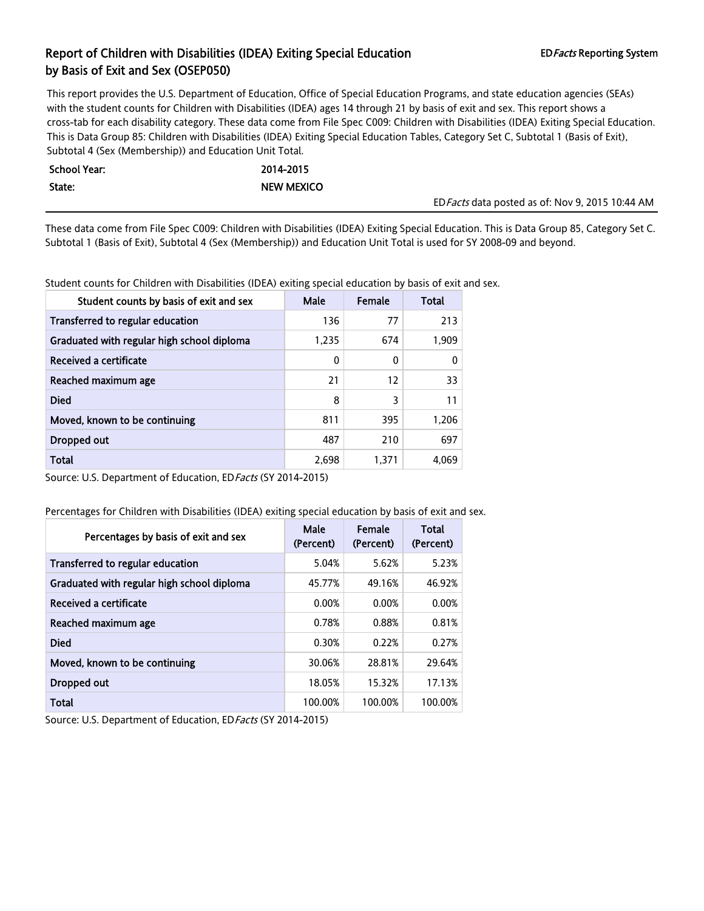# Report of Children with Disabilities (IDEA) Exiting Special Education by Basis of Exit and Sex (OSEP050)

ED*Facts* Reporting System

This report provides the U.S. Department of Education, Office of Special Education Programs, and state education agencies (SEAs) with the student counts for Children with Disabilities (IDEA) ages 14 through 21 by basis of exit and sex. This report shows a cross-tab for each disability category. These data come from File Spec C009: Children with Disabilities (IDEA) Exiting Special Education. This is Data Group 85: Children with Disabilities (IDEA) Exiting Special Education Tables, Category Set C, Subtotal 1 (Basis of Exit), Subtotal 4 (Sex (Membership)) and Education Unit Total.

| | |
|---|---|
| **School Year:** | **2014-2015** |
| **State:** | **NEW MEXICO** |

ED*Facts* data posted as of: Nov 9, 2015 10:44 AM

These data come from File Spec C009: Children with Disabilities (IDEA) Exiting Special Education. This is Data Group 85, Category Set C. Subtotal 1 (Basis of Exit), Subtotal 4 (Sex (Membership)) and Education Unit Total is used for SY 2008-09 and beyond.

Student counts for Children with Disabilities (IDEA) exiting special education by basis of exit and sex.

| Student counts by basis of exit and sex | Male | Female | Total |
|---|---|---|---|
| Transferred to regular education | 136 | 77 | 213 |
| Graduated with regular high school diploma | 1,235 | 674 | 1,909 |
| Received a certificate | 0 | 0 | 0 |
| Reached maximum age | 21 | 12 | 33 |
| Died | 8 | 3 | 11 |
| Moved, known to be continuing | 811 | 395 | 1,206 |
| Dropped out | 487 | 210 | 697 |
| Total | 2,698 | 1,371 | 4,069 |

Source: U.S. Department of Education, ED*Facts* (SY 2014-2015)

Percentages for Children with Disabilities (IDEA) exiting special education by basis of exit and sex.

| Percentages by basis of exit and sex | Male (Percent) | Female (Percent) | Total (Percent) |
|---|---|---|---|
| Transferred to regular education | 5.04% | 5.62% | 5.23% |
| Graduated with regular high school diploma | 45.77% | 49.16% | 46.92% |
| Received a certificate | 0.00% | 0.00% | 0.00% |
| Reached maximum age | 0.78% | 0.88% | 0.81% |
| Died | 0.30% | 0.22% | 0.27% |
| Moved, known to be continuing | 30.06% | 28.81% | 29.64% |
| Dropped out | 18.05% | 15.32% | 17.13% |
| Total | 100.00% | 100.00% | 100.00% |

Source: U.S. Department of Education, ED*Facts* (SY 2014-2015)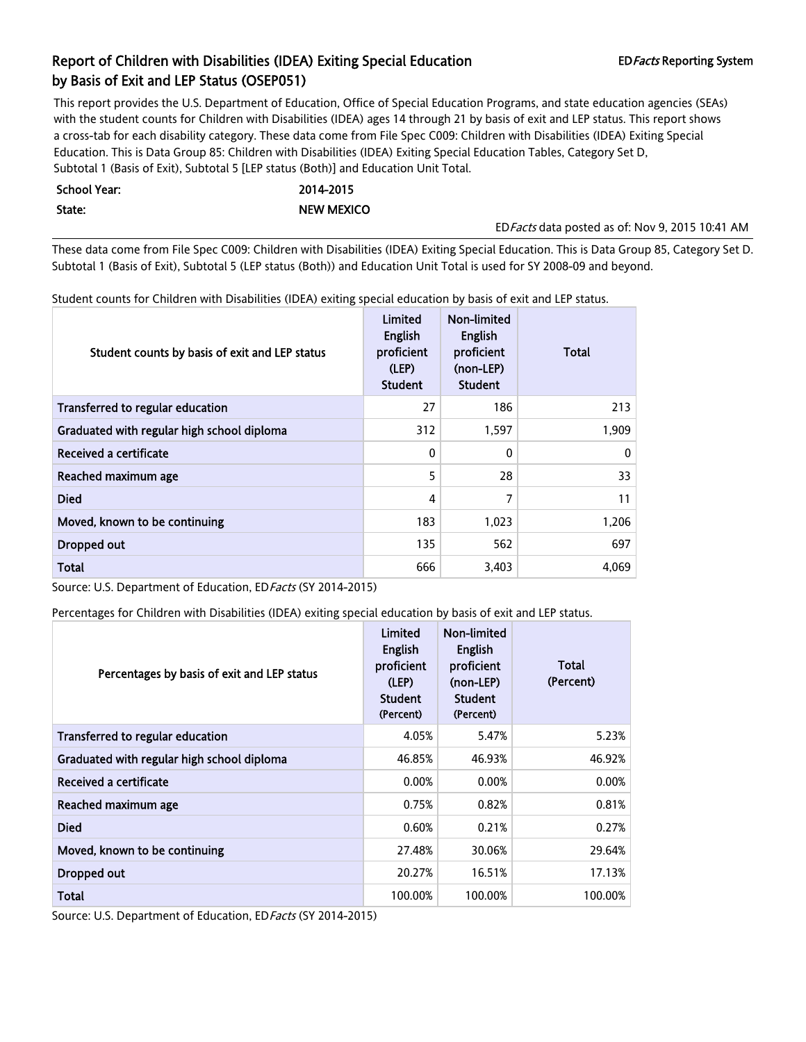# Report of Children with Disabilities (IDEA) Exiting Special Education by Basis of Exit and LEP Status (OSEP051)

ED*Facts* Reporting System

This report provides the U.S. Department of Education, Office of Special Education Programs, and state education agencies (SEAs) with the student counts for Children with Disabilities (IDEA) ages 14 through 21 by basis of exit and LEP status. This report shows a cross-tab for each disability category. These data come from File Spec C009: Children with Disabilities (IDEA) Exiting Special Education. This is Data Group 85: Children with Disabilities (IDEA) Exiting Special Education Tables, Category Set D, Subtotal 1 (Basis of Exit), Subtotal 5 [LEP status (Both)] and Education Unit Total.

| | |
|---|---|
| **School Year:** | **2014-2015** |
| **State:** | **NEW MEXICO** |

ED*Facts* data posted as of: Nov 9, 2015 10:41 AM

These data come from File Spec C009: Children with Disabilities (IDEA) Exiting Special Education. This is Data Group 85, Category Set D. Subtotal 1 (Basis of Exit), Subtotal 5 (LEP status (Both)) and Education Unit Total is used for SY 2008-09 and beyond.

Student counts for Children with Disabilities (IDEA) exiting special education by basis of exit and LEP status.

| Student counts by basis of exit and LEP status | Limited English proficient (LEP) Student | Non-limited English proficient (non-LEP) Student | Total |
|---|---|---|---|
| Transferred to regular education | 27 | 186 | 213 |
| Graduated with regular high school diploma | 312 | 1,597 | 1,909 |
| Received a certificate | 0 | 0 | 0 |
| Reached maximum age | 5 | 28 | 33 |
| Died | 4 | 7 | 11 |
| Moved, known to be continuing | 183 | 1,023 | 1,206 |
| Dropped out | 135 | 562 | 697 |
| Total | 666 | 3,403 | 4,069 |

Source: U.S. Department of Education, ED*Facts* (SY 2014-2015)

Percentages for Children with Disabilities (IDEA) exiting special education by basis of exit and LEP status.

| Percentages by basis of exit and LEP status | Limited English proficient (LEP) Student (Percent) | Non-limited English proficient (non-LEP) Student (Percent) | Total (Percent) |
|---|---|---|---|
| Transferred to regular education | 4.05% | 5.47% | 5.23% |
| Graduated with regular high school diploma | 46.85% | 46.93% | 46.92% |
| Received a certificate | 0.00% | 0.00% | 0.00% |
| Reached maximum age | 0.75% | 0.82% | 0.81% |
| Died | 0.60% | 0.21% | 0.27% |
| Moved, known to be continuing | 27.48% | 30.06% | 29.64% |
| Dropped out | 20.27% | 16.51% | 17.13% |
| Total | 100.00% | 100.00% | 100.00% |

Source: U.S. Department of Education, ED*Facts* (SY 2014-2015)